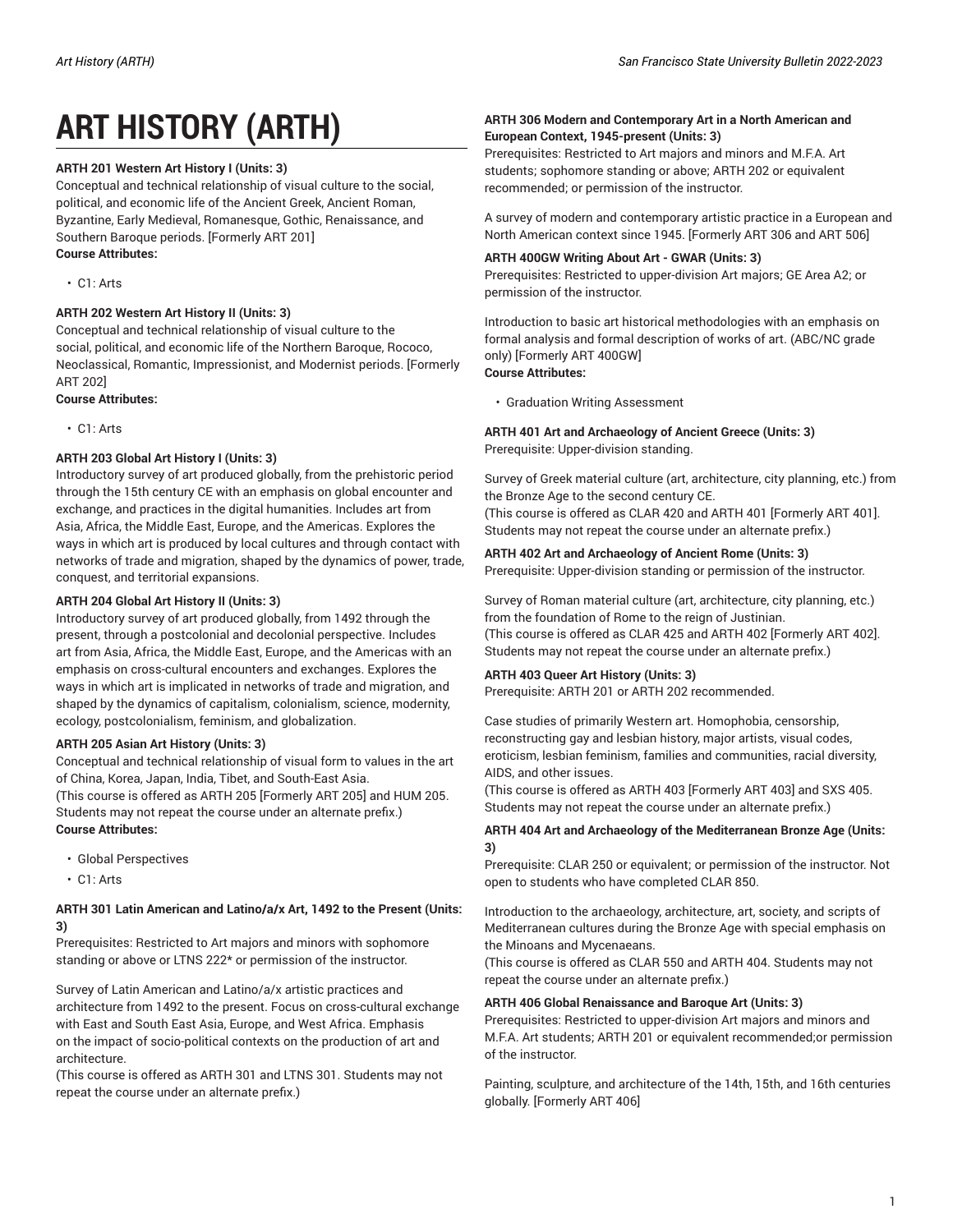# ART HISTORY (ARTH)

**ARTH 201 Western Art History I (Units: 3)**
Conceptual and technical relationship of visual culture to the social, political, and economic life of the Ancient Greek, Ancient Roman, Byzantine, Early Medieval, Romanesque, Gothic, Renaissance, and Southern Baroque periods. [Formerly ART 201]
**Course Attributes:**

- C1: Arts

**ARTH 202 Western Art History II (Units: 3)**
Conceptual and technical relationship of visual culture to the social, political, and economic life of the Northern Baroque, Rococo, Neoclassical, Romantic, Impressionist, and Modernist periods. [Formerly ART 202]
**Course Attributes:**

- C1: Arts

**ARTH 203 Global Art History I (Units: 3)**
Introductory survey of art produced globally, from the prehistoric period through the 15th century CE with an emphasis on global encounter and exchange, and practices in the digital humanities. Includes art from Asia, Africa, the Middle East, Europe, and the Americas. Explores the ways in which art is produced by local cultures and through contact with networks of trade and migration, shaped by the dynamics of power, trade, conquest, and territorial expansions.

**ARTH 204 Global Art History II (Units: 3)**
Introductory survey of art produced globally, from 1492 through the present, through a postcolonial and decolonial perspective. Includes art from Asia, Africa, the Middle East, Europe, and the Americas with an emphasis on cross-cultural encounters and exchanges. Explores the ways in which art is implicated in networks of trade and migration, and shaped by the dynamics of capitalism, colonialism, science, modernity, ecology, postcolonialism, feminism, and globalization.

**ARTH 205 Asian Art History (Units: 3)**
Conceptual and technical relationship of visual form to values in the art of China, Korea, Japan, India, Tibet, and South-East Asia.
(This course is offered as ARTH 205 [Formerly ART 205] and HUM 205. Students may not repeat the course under an alternate prefix.)
**Course Attributes:**

- Global Perspectives
- C1: Arts

**ARTH 301 Latin American and Latino/a/x Art, 1492 to the Present (Units: 3)**
Prerequisites: Restricted to Art majors and minors with sophomore standing or above or LTNS 222* or permission of the instructor.

Survey of Latin American and Latino/a/x artistic practices and architecture from 1492 to the present. Focus on cross-cultural exchange with East and South East Asia, Europe, and West Africa. Emphasis on the impact of socio-political contexts on the production of art and architecture.
(This course is offered as ARTH 301 and LTNS 301. Students may not repeat the course under an alternate prefix.)

**ARTH 306 Modern and Contemporary Art in a North American and European Context, 1945-present (Units: 3)**
Prerequisites: Restricted to Art majors and minors and M.F.A. Art students; sophomore standing or above; ARTH 202 or equivalent recommended; or permission of the instructor.

A survey of modern and contemporary artistic practice in a European and North American context since 1945. [Formerly ART 306 and ART 506]

**ARTH 400GW Writing About Art - GWAR (Units: 3)**
Prerequisites: Restricted to upper-division Art majors; GE Area A2; or permission of the instructor.

Introduction to basic art historical methodologies with an emphasis on formal analysis and formal description of works of art. (ABC/NC grade only) [Formerly ART 400GW]
**Course Attributes:**

- Graduation Writing Assessment

**ARTH 401 Art and Archaeology of Ancient Greece (Units: 3)**
Prerequisite: Upper-division standing.

Survey of Greek material culture (art, architecture, city planning, etc.) from the Bronze Age to the second century CE.
(This course is offered as CLAR 420 and ARTH 401 [Formerly ART 401]. Students may not repeat the course under an alternate prefix.)

**ARTH 402 Art and Archaeology of Ancient Rome (Units: 3)**
Prerequisite: Upper-division standing or permission of the instructor.

Survey of Roman material culture (art, architecture, city planning, etc.) from the foundation of Rome to the reign of Justinian.
(This course is offered as CLAR 425 and ARTH 402 [Formerly ART 402]. Students may not repeat the course under an alternate prefix.)

**ARTH 403 Queer Art History (Units: 3)**
Prerequisite: ARTH 201 or ARTH 202 recommended.

Case studies of primarily Western art. Homophobia, censorship, reconstructing gay and lesbian history, major artists, visual codes, eroticism, lesbian feminism, families and communities, racial diversity, AIDS, and other issues.
(This course is offered as ARTH 403 [Formerly ART 403] and SXS 405. Students may not repeat the course under an alternate prefix.)

**ARTH 404 Art and Archaeology of the Mediterranean Bronze Age (Units: 3)**
Prerequisite: CLAR 250 or equivalent; or permission of the instructor. Not open to students who have completed CLAR 850.

Introduction to the archaeology, architecture, art, society, and scripts of Mediterranean cultures during the Bronze Age with special emphasis on the Minoans and Mycenaeans.
(This course is offered as CLAR 550 and ARTH 404. Students may not repeat the course under an alternate prefix.)

**ARTH 406 Global Renaissance and Baroque Art (Units: 3)**
Prerequisites: Restricted to upper-division Art majors and minors and M.F.A. Art students; ARTH 201 or equivalent recommended;or permission of the instructor.

Painting, sculpture, and architecture of the 14th, 15th, and 16th centuries globally. [Formerly ART 406]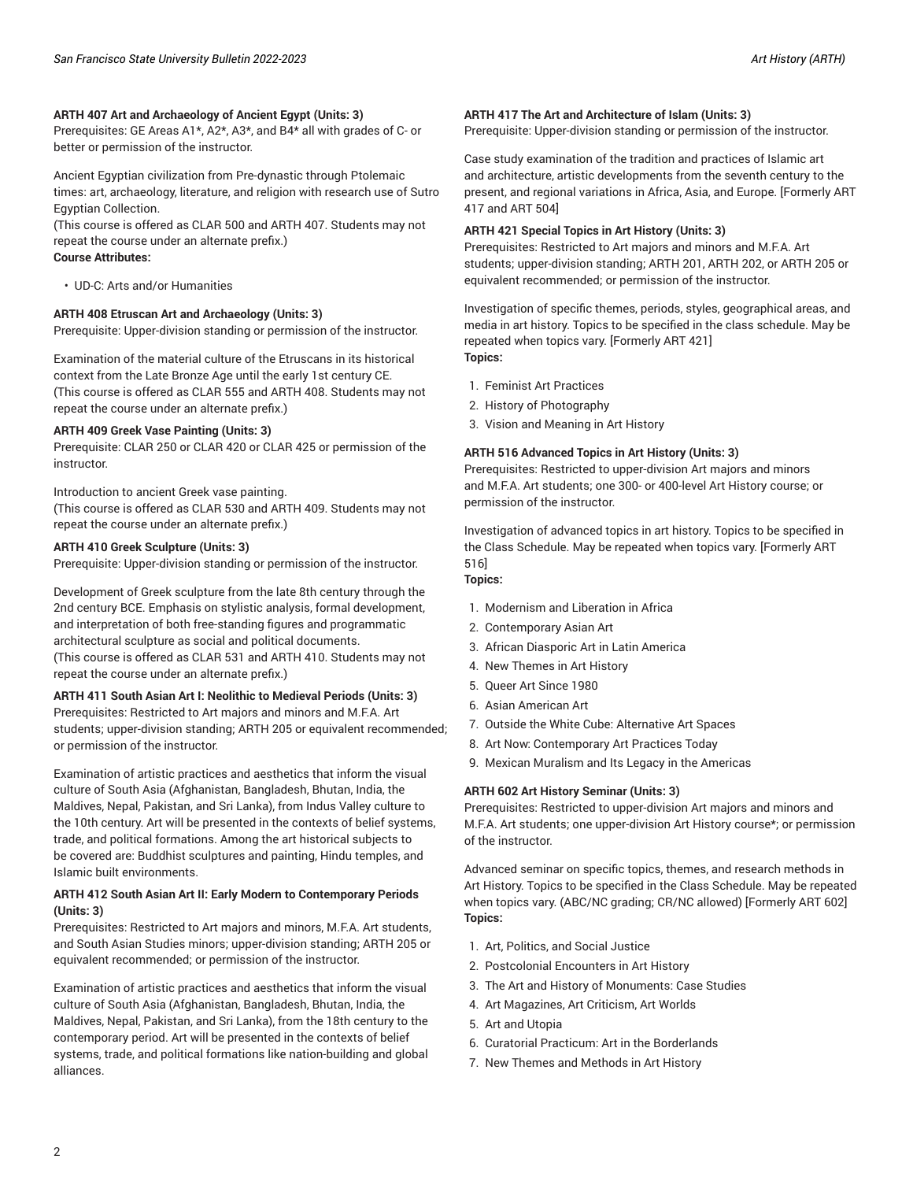**ARTH 407 Art and Archaeology of Ancient Egypt (Units: 3)**
Prerequisites: GE Areas A1*, A2*, A3*, and B4* all with grades of C- or better or permission of the instructor.

Ancient Egyptian civilization from Pre-dynastic through Ptolemaic times: art, archaeology, literature, and religion with research use of Sutro Egyptian Collection.
(This course is offered as CLAR 500 and ARTH 407. Students may not repeat the course under an alternate prefix.)
**Course Attributes:**

- UD-C: Arts and/or Humanities

**ARTH 408 Etruscan Art and Archaeology (Units: 3)**
Prerequisite: Upper-division standing or permission of the instructor.

Examination of the material culture of the Etruscans in its historical context from the Late Bronze Age until the early 1st century CE.
(This course is offered as CLAR 555 and ARTH 408. Students may not repeat the course under an alternate prefix.)

**ARTH 409 Greek Vase Painting (Units: 3)**
Prerequisite: CLAR 250 or CLAR 420 or CLAR 425 or permission of the instructor.

Introduction to ancient Greek vase painting.
(This course is offered as CLAR 530 and ARTH 409. Students may not repeat the course under an alternate prefix.)

**ARTH 410 Greek Sculpture (Units: 3)**
Prerequisite: Upper-division standing or permission of the instructor.

Development of Greek sculpture from the late 8th century through the 2nd century BCE. Emphasis on stylistic analysis, formal development, and interpretation of both free-standing figures and programmatic architectural sculpture as social and political documents.
(This course is offered as CLAR 531 and ARTH 410. Students may not repeat the course under an alternate prefix.)

**ARTH 411 South Asian Art I: Neolithic to Medieval Periods (Units: 3)**
Prerequisites: Restricted to Art majors and minors and M.F.A. Art students; upper-division standing; ARTH 205 or equivalent recommended; or permission of the instructor.

Examination of artistic practices and aesthetics that inform the visual culture of South Asia (Afghanistan, Bangladesh, Bhutan, India, the Maldives, Nepal, Pakistan, and Sri Lanka), from Indus Valley culture to the 10th century. Art will be presented in the contexts of belief systems, trade, and political formations. Among the art historical subjects to be covered are: Buddhist sculptures and painting, Hindu temples, and Islamic built environments.

**ARTH 412 South Asian Art II: Early Modern to Contemporary Periods (Units: 3)**
Prerequisites: Restricted to Art majors and minors, M.F.A. Art students, and South Asian Studies minors; upper-division standing; ARTH 205 or equivalent recommended; or permission of the instructor.

Examination of artistic practices and aesthetics that inform the visual culture of South Asia (Afghanistan, Bangladesh, Bhutan, India, the Maldives, Nepal, Pakistan, and Sri Lanka), from the 18th century to the contemporary period. Art will be presented in the contexts of belief systems, trade, and political formations like nation-building and global alliances.

**ARTH 417 The Art and Architecture of Islam (Units: 3)**
Prerequisite: Upper-division standing or permission of the instructor.

Case study examination of the tradition and practices of Islamic art and architecture, artistic developments from the seventh century to the present, and regional variations in Africa, Asia, and Europe. [Formerly ART 417 and ART 504]

**ARTH 421 Special Topics in Art History (Units: 3)**
Prerequisites: Restricted to Art majors and minors and M.F.A. Art students; upper-division standing; ARTH 201, ARTH 202, or ARTH 205 or equivalent recommended; or permission of the instructor.

Investigation of specific themes, periods, styles, geographical areas, and media in art history. Topics to be specified in the class schedule. May be repeated when topics vary. [Formerly ART 421]
**Topics:**

1. Feminist Art Practices
2. History of Photography
3. Vision and Meaning in Art History

**ARTH 516 Advanced Topics in Art History (Units: 3)**
Prerequisites: Restricted to upper-division Art majors and minors and M.F.A. Art students; one 300- or 400-level Art History course; or permission of the instructor.

Investigation of advanced topics in art history. Topics to be specified in the Class Schedule. May be repeated when topics vary. [Formerly ART 516]
**Topics:**

1. Modernism and Liberation in Africa
2. Contemporary Asian Art
3. African Diasporic Art in Latin America
4. New Themes in Art History
5. Queer Art Since 1980
6. Asian American Art
7. Outside the White Cube: Alternative Art Spaces
8. Art Now: Contemporary Art Practices Today
9. Mexican Muralism and Its Legacy in the Americas

**ARTH 602 Art History Seminar (Units: 3)**
Prerequisites: Restricted to upper-division Art majors and minors and M.F.A. Art students; one upper-division Art History course*; or permission of the instructor.

Advanced seminar on specific topics, themes, and research methods in Art History. Topics to be specified in the Class Schedule. May be repeated when topics vary. (ABC/NC grading; CR/NC allowed) [Formerly ART 602]
**Topics:**

1. Art, Politics, and Social Justice
2. Postcolonial Encounters in Art History
3. The Art and History of Monuments: Case Studies
4. Art Magazines, Art Criticism, Art Worlds
5. Art and Utopia
6. Curatorial Practicum: Art in the Borderlands
7. New Themes and Methods in Art History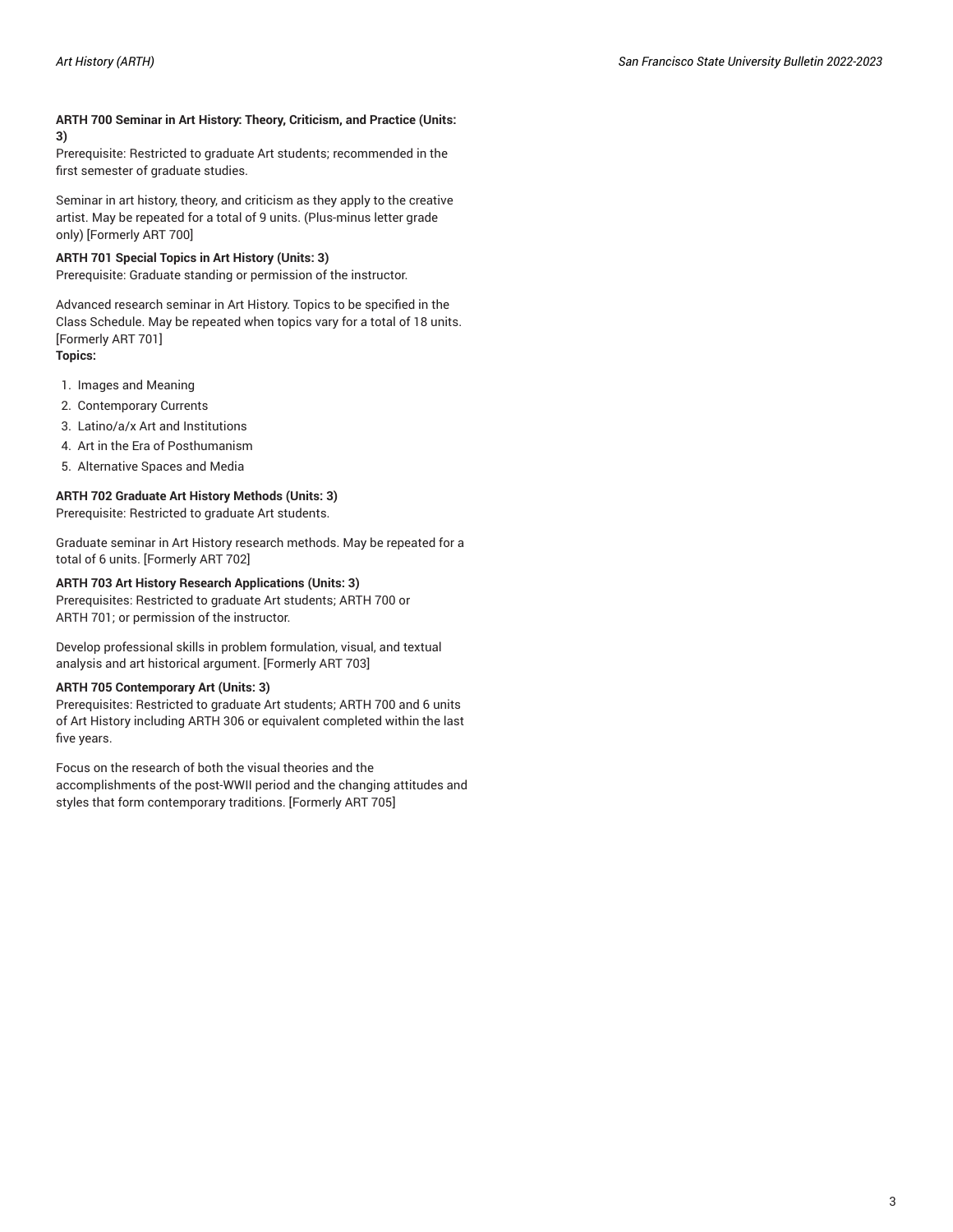**ARTH 700 Seminar in Art History: Theory, Criticism, and Practice (Units: 3)**
Prerequisite: Restricted to graduate Art students; recommended in the first semester of graduate studies.

Seminar in art history, theory, and criticism as they apply to the creative artist. May be repeated for a total of 9 units. (Plus-minus letter grade only) [Formerly ART 700]

**ARTH 701 Special Topics in Art History (Units: 3)**
Prerequisite: Graduate standing or permission of the instructor.

Advanced research seminar in Art History. Topics to be specified in the Class Schedule. May be repeated when topics vary for a total of 18 units. [Formerly ART 701]
**Topics:**

1. Images and Meaning
2. Contemporary Currents
3. Latino/a/x Art and Institutions
4. Art in the Era of Posthumanism
5. Alternative Spaces and Media

**ARTH 702 Graduate Art History Methods (Units: 3)**
Prerequisite: Restricted to graduate Art students.

Graduate seminar in Art History research methods. May be repeated for a total of 6 units. [Formerly ART 702]

**ARTH 703 Art History Research Applications (Units: 3)**
Prerequisites: Restricted to graduate Art students; ARTH 700 or ARTH 701; or permission of the instructor.

Develop professional skills in problem formulation, visual, and textual analysis and art historical argument. [Formerly ART 703]

**ARTH 705 Contemporary Art (Units: 3)**
Prerequisites: Restricted to graduate Art students; ARTH 700 and 6 units of Art History including ARTH 306 or equivalent completed within the last five years.

Focus on the research of both the visual theories and the accomplishments of the post-WWII period and the changing attitudes and styles that form contemporary traditions. [Formerly ART 705]